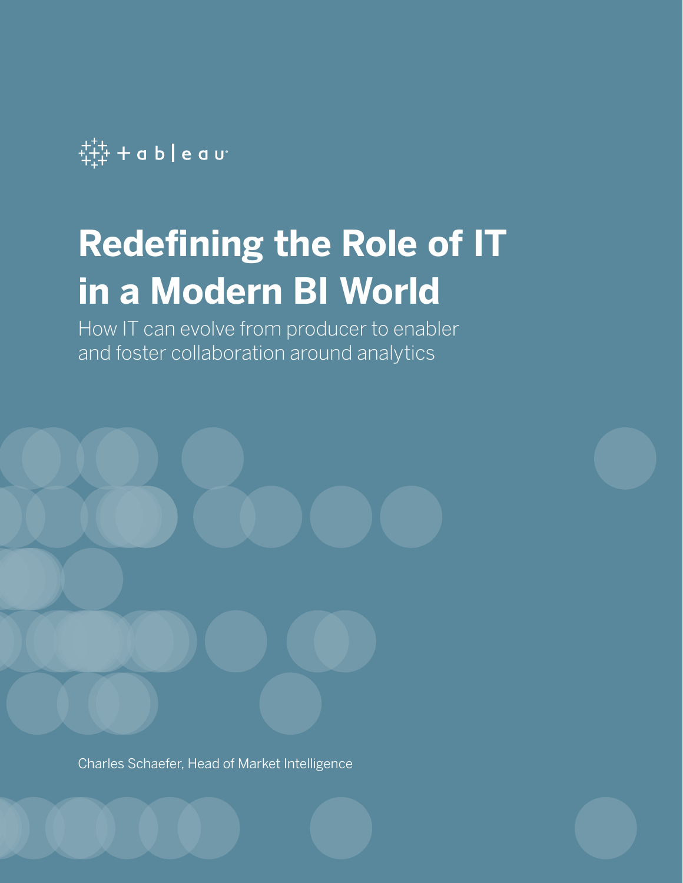tableau

# Redefining the Role of IT in a Modern BI World

How IT can evolve from producer to enabler and foster collaboration around analytics

Charles Schaefer, Head of Market Intelligence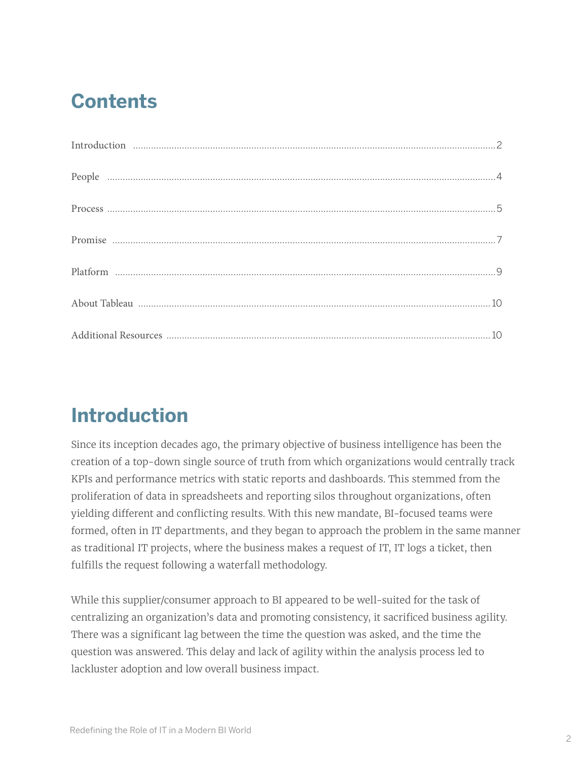## Contents

Introduction ..... 2

People ..... 4

Process ..... 5

Promise ..... 7

Platform ..... 9

About Tableau ..... 10

Additional Resources ..... 10

## Introduction

Since its inception decades ago, the primary objective of business intelligence has been the creation of a top-down single source of truth from which organizations would centrally track KPIs and performance metrics with static reports and dashboards. This stemmed from the proliferation of data in spreadsheets and reporting silos throughout organizations, often yielding different and conflicting results. With this new mandate, BI-focused teams were formed, often in IT departments, and they began to approach the problem in the same manner as traditional IT projects, where the business makes a request of IT, IT logs a ticket, then fulfills the request following a waterfall methodology.

While this supplier/consumer approach to BI appeared to be well-suited for the task of centralizing an organization's data and promoting consistency, it sacrificed business agility. There was a significant lag between the time the question was asked, and the time the question was answered. This delay and lack of agility within the analysis process led to lackluster adoption and low overall business impact.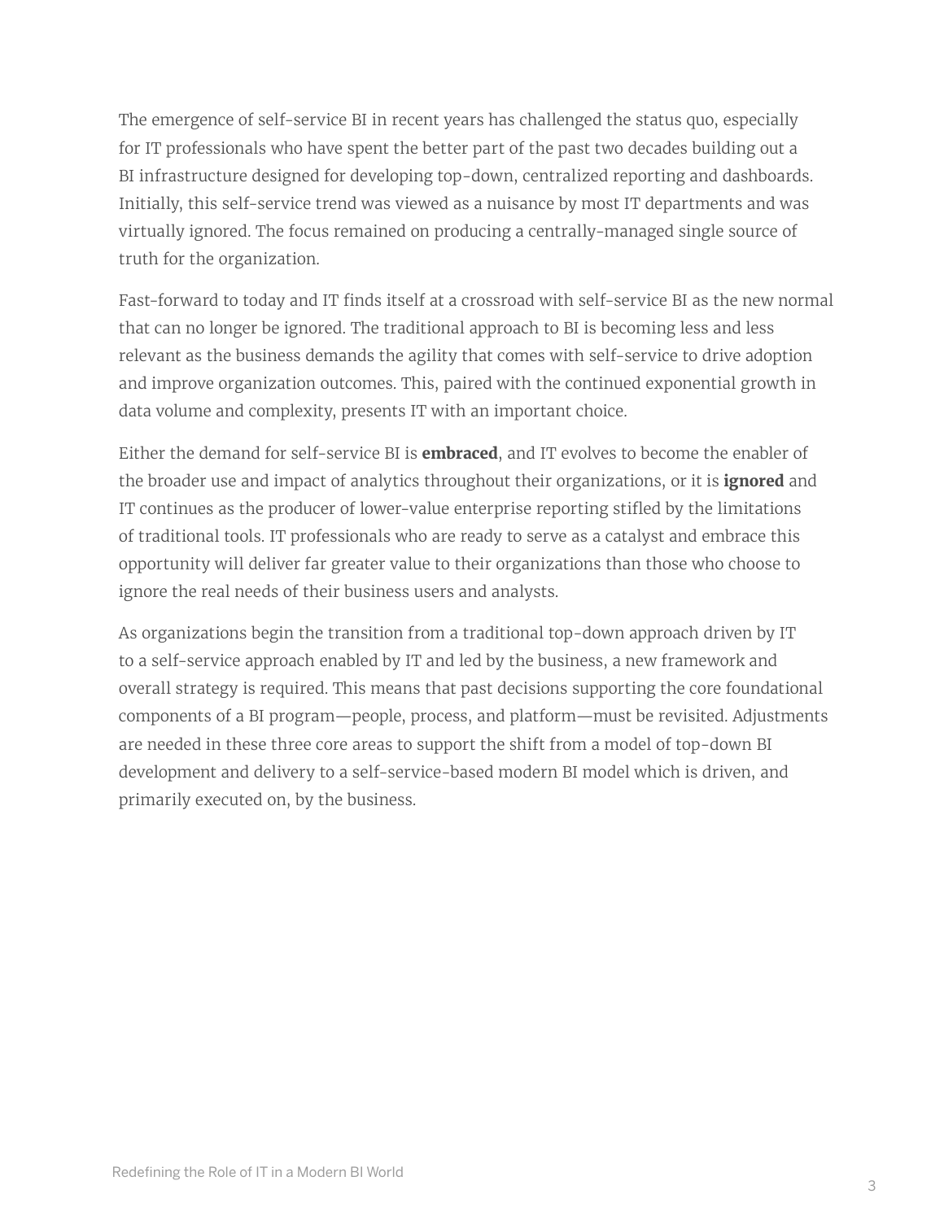The emergence of self-service BI in recent years has challenged the status quo, especially for IT professionals who have spent the better part of the past two decades building out a BI infrastructure designed for developing top-down, centralized reporting and dashboards. Initially, this self-service trend was viewed as a nuisance by most IT departments and was virtually ignored. The focus remained on producing a centrally-managed single source of truth for the organization.

Fast-forward to today and IT finds itself at a crossroad with self-service BI as the new normal that can no longer be ignored. The traditional approach to BI is becoming less and less relevant as the business demands the agility that comes with self-service to drive adoption and improve organization outcomes. This, paired with the continued exponential growth in data volume and complexity, presents IT with an important choice.

Either the demand for self-service BI is **embraced**, and IT evolves to become the enabler of the broader use and impact of analytics throughout their organizations, or it is **ignored** and IT continues as the producer of lower-value enterprise reporting stifled by the limitations of traditional tools. IT professionals who are ready to serve as a catalyst and embrace this opportunity will deliver far greater value to their organizations than those who choose to ignore the real needs of their business users and analysts.

As organizations begin the transition from a traditional top-down approach driven by IT to a self-service approach enabled by IT and led by the business, a new framework and overall strategy is required. This means that past decisions supporting the core foundational components of a BI program—people, process, and platform—must be revisited. Adjustments are needed in these three core areas to support the shift from a model of top-down BI development and delivery to a self-service-based modern BI model which is driven, and primarily executed on, by the business.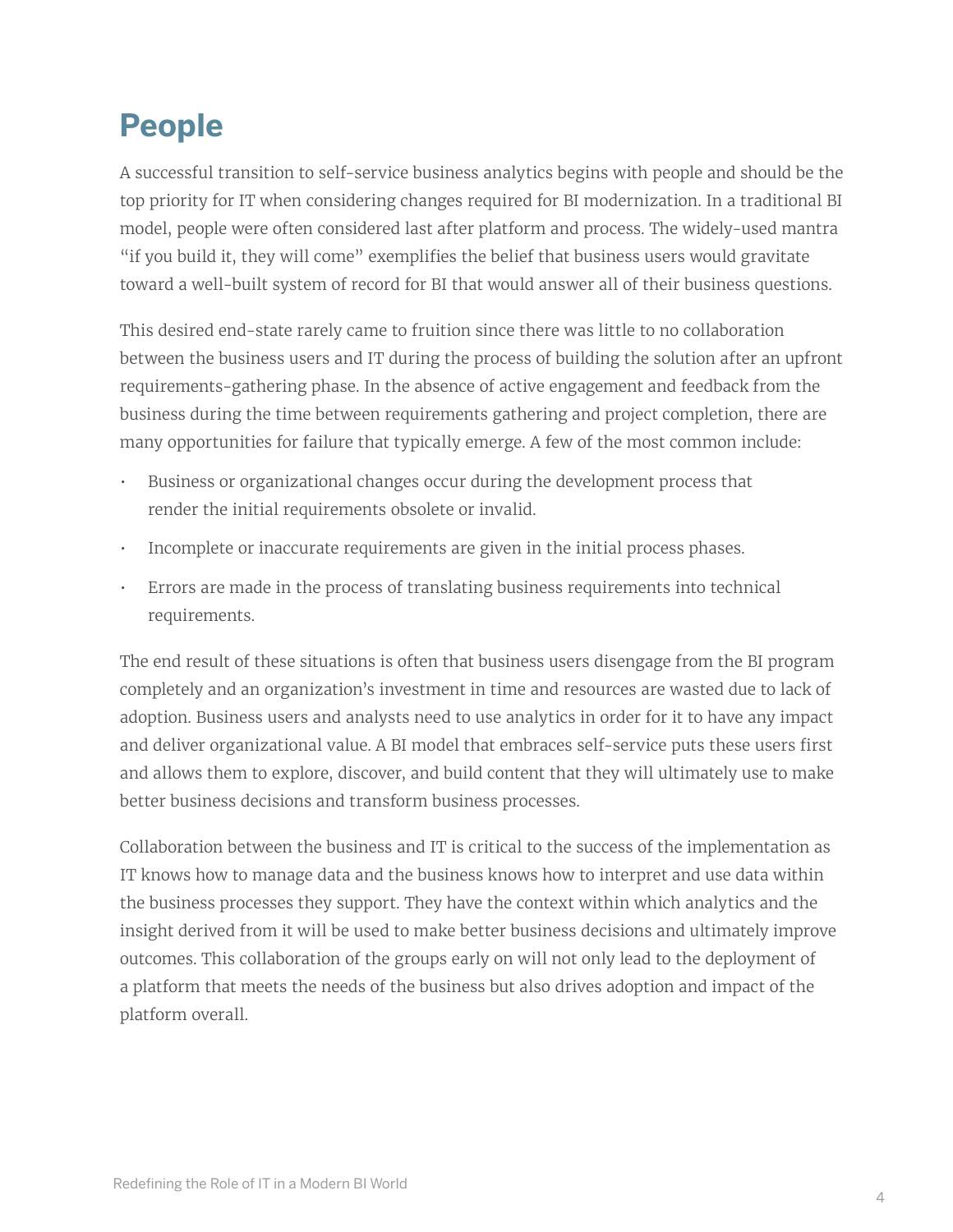## People

A successful transition to self-service business analytics begins with people and should be the top priority for IT when considering changes required for BI modernization. In a traditional BI model, people were often considered last after platform and process. The widely-used mantra "if you build it, they will come" exemplifies the belief that business users would gravitate toward a well-built system of record for BI that would answer all of their business questions.

This desired end-state rarely came to fruition since there was little to no collaboration between the business users and IT during the process of building the solution after an upfront requirements-gathering phase. In the absence of active engagement and feedback from the business during the time between requirements gathering and project completion, there are many opportunities for failure that typically emerge. A few of the most common include:

- Business or organizational changes occur during the development process that render the initial requirements obsolete or invalid.
- Incomplete or inaccurate requirements are given in the initial process phases.
- Errors are made in the process of translating business requirements into technical requirements.

The end result of these situations is often that business users disengage from the BI program completely and an organization's investment in time and resources are wasted due to lack of adoption. Business users and analysts need to use analytics in order for it to have any impact and deliver organizational value. A BI model that embraces self-service puts these users first and allows them to explore, discover, and build content that they will ultimately use to make better business decisions and transform business processes.

Collaboration between the business and IT is critical to the success of the implementation as IT knows how to manage data and the business knows how to interpret and use data within the business processes they support. They have the context within which analytics and the insight derived from it will be used to make better business decisions and ultimately improve outcomes. This collaboration of the groups early on will not only lead to the deployment of a platform that meets the needs of the business but also drives adoption and impact of the platform overall.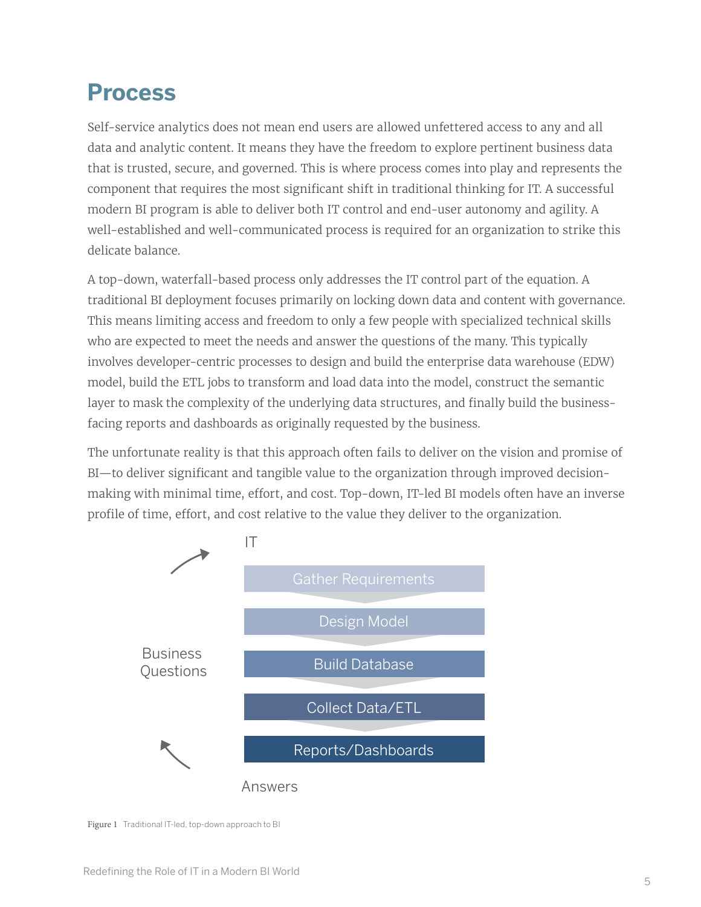## Process

Self-service analytics does not mean end users are allowed unfettered access to any and all data and analytic content. It means they have the freedom to explore pertinent business data that is trusted, secure, and governed. This is where process comes into play and represents the component that requires the most significant shift in traditional thinking for IT. A successful modern BI program is able to deliver both IT control and end-user autonomy and agility. A well-established and well-communicated process is required for an organization to strike this delicate balance.

A top-down, waterfall-based process only addresses the IT control part of the equation. A traditional BI deployment focuses primarily on locking down data and content with governance. This means limiting access and freedom to only a few people with specialized technical skills who are expected to meet the needs and answer the questions of the many. This typically involves developer-centric processes to design and build the enterprise data warehouse (EDW) model, build the ETL jobs to transform and load data into the model, construct the semantic layer to mask the complexity of the underlying data structures, and finally build the business-facing reports and dashboards as originally requested by the business.

The unfortunate reality is that this approach often fails to deliver on the vision and promise of BI—to deliver significant and tangible value to the organization through improved decision-making with minimal time, effort, and cost. Top-down, IT-led BI models often have an inverse profile of time, effort, and cost relative to the value they deliver to the organization.

IT

Business Questions

- Gather Requirements
- Design Model
- Build Database
- Collect Data/ETL
- Reports/Dashboards

Answers

Figure 1 Traditional IT-led, top-down approach to BI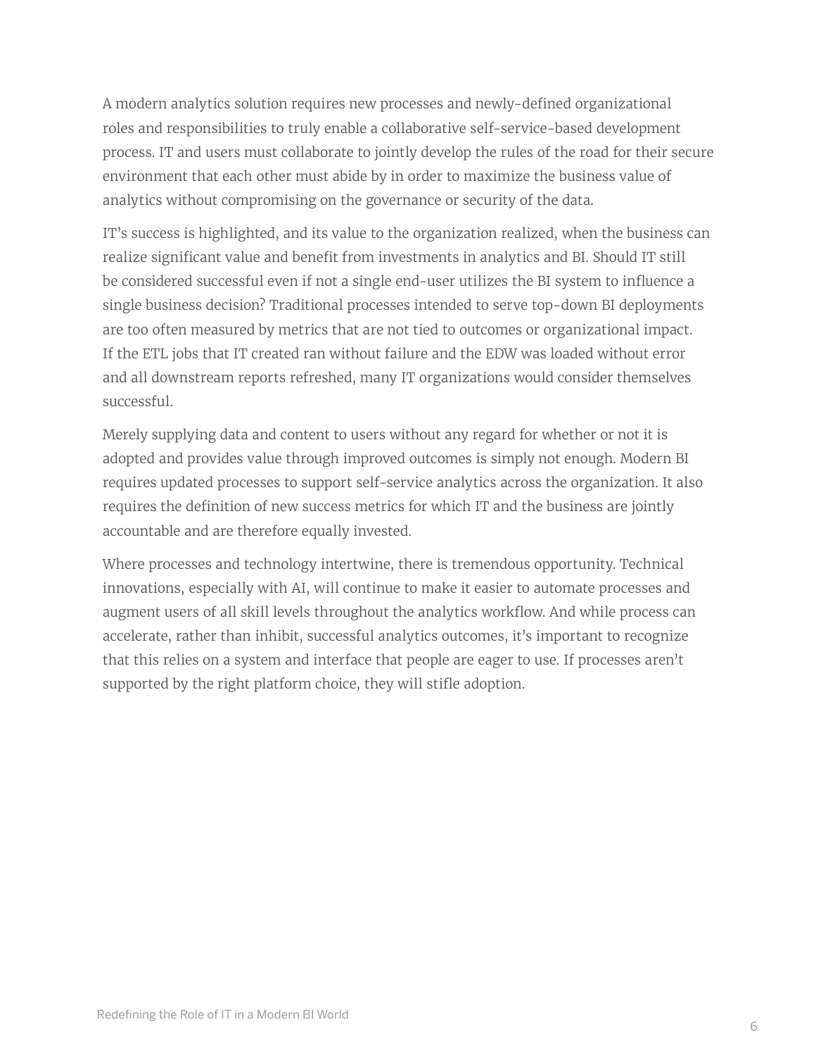A modern analytics solution requires new processes and newly-defined organizational roles and responsibilities to truly enable a collaborative self-service-based development process. IT and users must collaborate to jointly develop the rules of the road for their secure environment that each other must abide by in order to maximize the business value of analytics without compromising on the governance or security of the data.

IT's success is highlighted, and its value to the organization realized, when the business can realize significant value and benefit from investments in analytics and BI. Should IT still be considered successful even if not a single end-user utilizes the BI system to influence a single business decision? Traditional processes intended to serve top-down BI deployments are too often measured by metrics that are not tied to outcomes or organizational impact. If the ETL jobs that IT created ran without failure and the EDW was loaded without error and all downstream reports refreshed, many IT organizations would consider themselves successful.

Merely supplying data and content to users without any regard for whether or not it is adopted and provides value through improved outcomes is simply not enough. Modern BI requires updated processes to support self-service analytics across the organization. It also requires the definition of new success metrics for which IT and the business are jointly accountable and are therefore equally invested.

Where processes and technology intertwine, there is tremendous opportunity. Technical innovations, especially with AI, will continue to make it easier to automate processes and augment users of all skill levels throughout the analytics workflow. And while process can accelerate, rather than inhibit, successful analytics outcomes, it's important to recognize that this relies on a system and interface that people are eager to use. If processes aren't supported by the right platform choice, they will stifle adoption.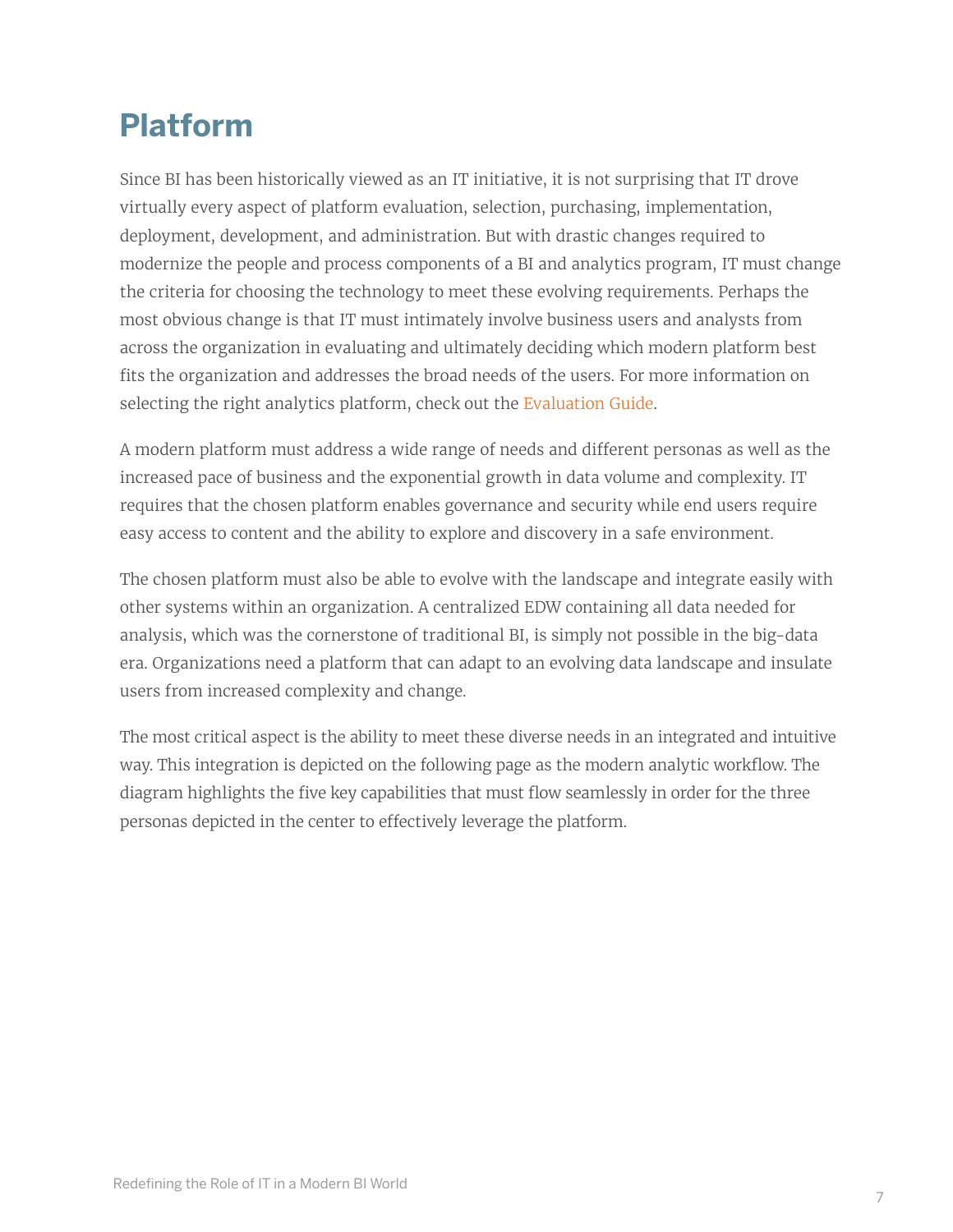## Platform

Since BI has been historically viewed as an IT initiative, it is not surprising that IT drove virtually every aspect of platform evaluation, selection, purchasing, implementation, deployment, development, and administration. But with drastic changes required to modernize the people and process components of a BI and analytics program, IT must change the criteria for choosing the technology to meet these evolving requirements. Perhaps the most obvious change is that IT must intimately involve business users and analysts from across the organization in evaluating and ultimately deciding which modern platform best fits the organization and addresses the broad needs of the users. For more information on selecting the right analytics platform, check out the Evaluation Guide.

A modern platform must address a wide range of needs and different personas as well as the increased pace of business and the exponential growth in data volume and complexity. IT requires that the chosen platform enables governance and security while end users require easy access to content and the ability to explore and discovery in a safe environment.

The chosen platform must also be able to evolve with the landscape and integrate easily with other systems within an organization. A centralized EDW containing all data needed for analysis, which was the cornerstone of traditional BI, is simply not possible in the big-data era. Organizations need a platform that can adapt to an evolving data landscape and insulate users from increased complexity and change.

The most critical aspect is the ability to meet these diverse needs in an integrated and intuitive way. This integration is depicted on the following page as the modern analytic workflow. The diagram highlights the five key capabilities that must flow seamlessly in order for the three personas depicted in the center to effectively leverage the platform.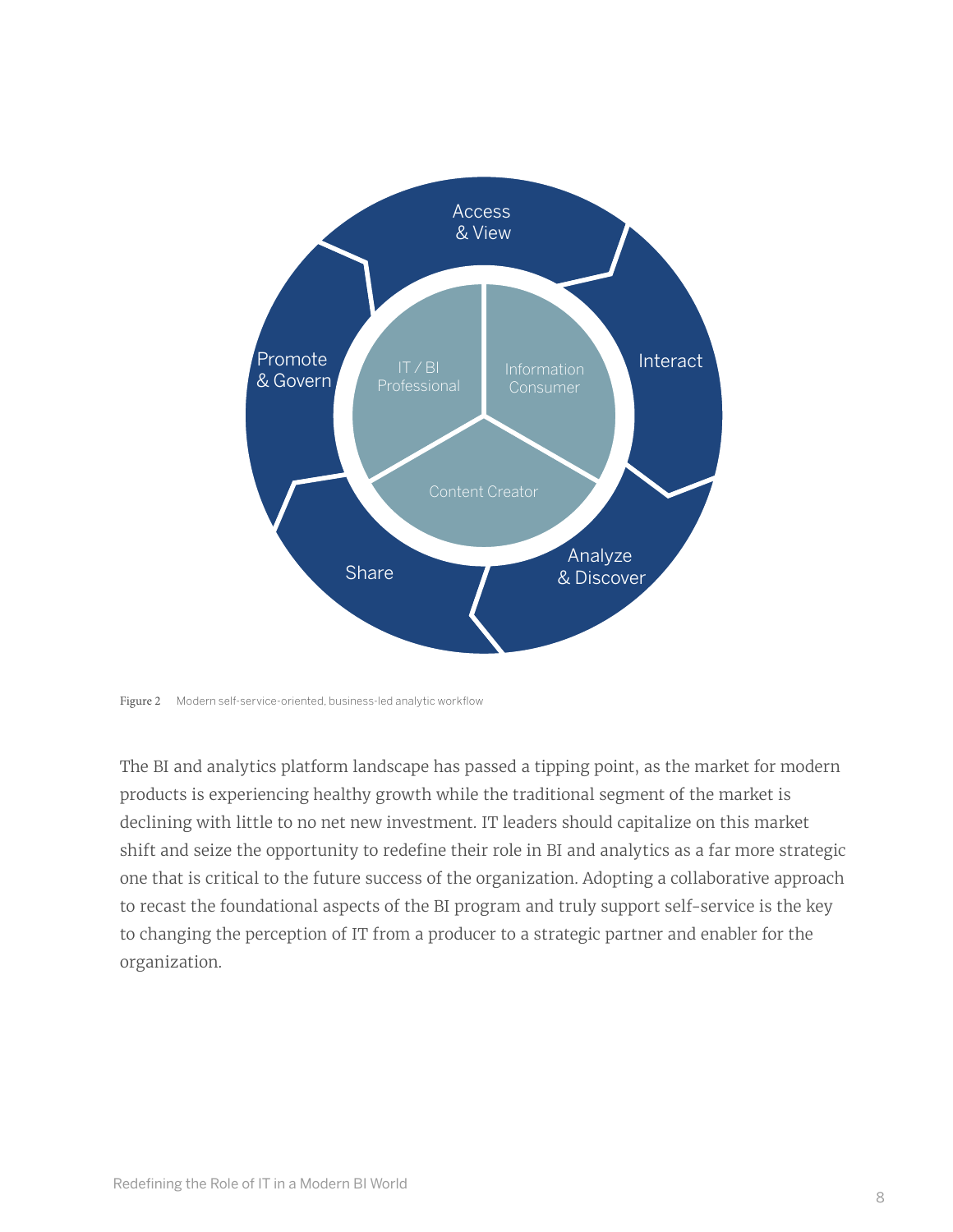Access & View

Interact

Analyze & Discover

Share

Promote & Govern

IT / BI Professional

Information Consumer

Content Creator

Figure 2 Modern self-service-oriented, business-led analytic workflow

The BI and analytics platform landscape has passed a tipping point, as the market for modern products is experiencing healthy growth while the traditional segment of the market is declining with little to no net new investment. IT leaders should capitalize on this market shift and seize the opportunity to redefine their role in BI and analytics as a far more strategic one that is critical to the future success of the organization. Adopting a collaborative approach to recast the foundational aspects of the BI program and truly support self-service is the key to changing the perception of IT from a producer to a strategic partner and enabler for the organization.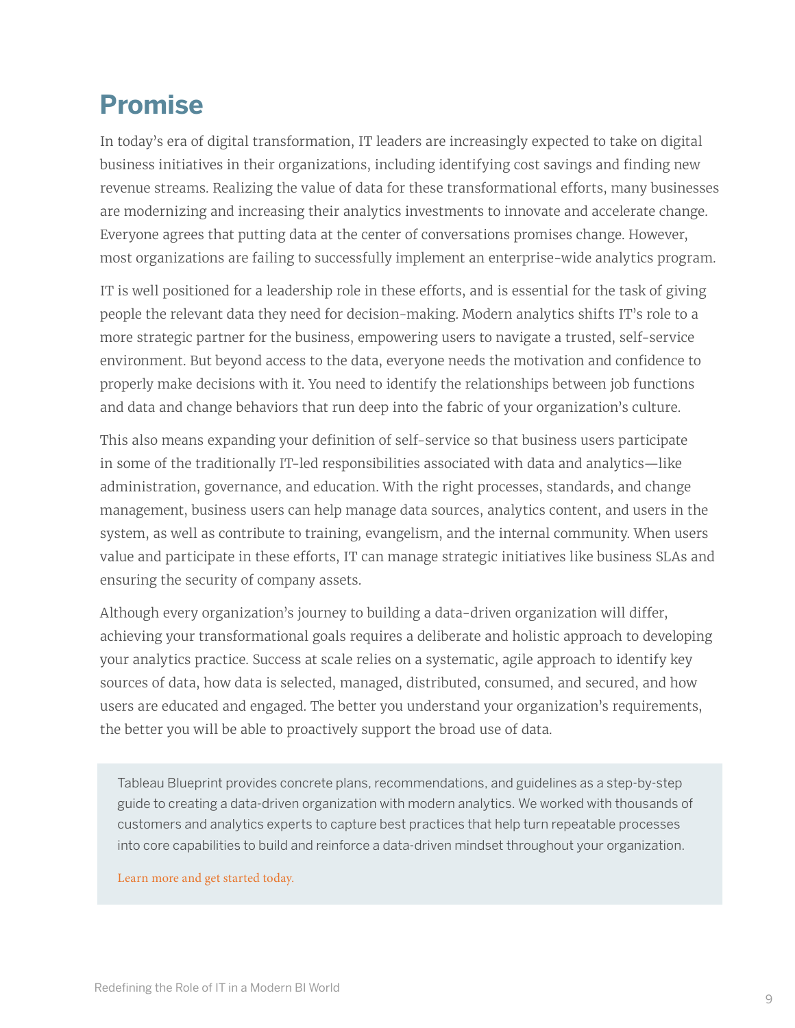# Promise

In today's era of digital transformation, IT leaders are increasingly expected to take on digital business initiatives in their organizations, including identifying cost savings and finding new revenue streams. Realizing the value of data for these transformational efforts, many businesses are modernizing and increasing their analytics investments to innovate and accelerate change. Everyone agrees that putting data at the center of conversations promises change. However, most organizations are failing to successfully implement an enterprise-wide analytics program.

IT is well positioned for a leadership role in these efforts, and is essential for the task of giving people the relevant data they need for decision-making. Modern analytics shifts IT's role to a more strategic partner for the business, empowering users to navigate a trusted, self-service environment. But beyond access to the data, everyone needs the motivation and confidence to properly make decisions with it. You need to identify the relationships between job functions and data and change behaviors that run deep into the fabric of your organization's culture.

This also means expanding your definition of self-service so that business users participate in some of the traditionally IT-led responsibilities associated with data and analytics—like administration, governance, and education. With the right processes, standards, and change management, business users can help manage data sources, analytics content, and users in the system, as well as contribute to training, evangelism, and the internal community. When users value and participate in these efforts, IT can manage strategic initiatives like business SLAs and ensuring the security of company assets.

Although every organization's journey to building a data-driven organization will differ, achieving your transformational goals requires a deliberate and holistic approach to developing your analytics practice. Success at scale relies on a systematic, agile approach to identify key sources of data, how data is selected, managed, distributed, consumed, and secured, and how users are educated and engaged. The better you understand your organization's requirements, the better you will be able to proactively support the broad use of data.

Tableau Blueprint provides concrete plans, recommendations, and guidelines as a step-by-step guide to creating a data-driven organization with modern analytics. We worked with thousands of customers and analytics experts to capture best practices that help turn repeatable processes into core capabilities to build and reinforce a data-driven mindset throughout your organization.

Learn more and get started today.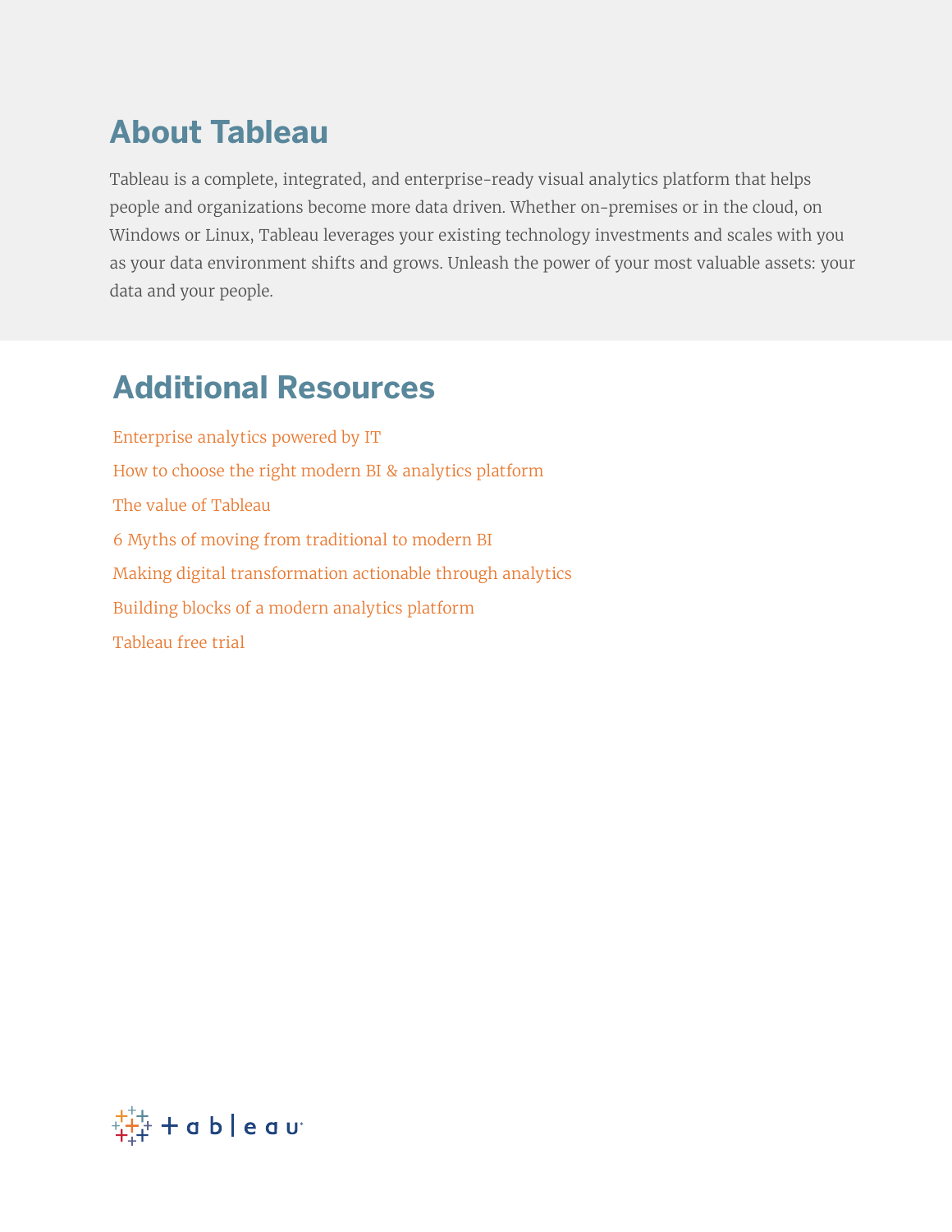## About Tableau

Tableau is a complete, integrated, and enterprise-ready visual analytics platform that helps people and organizations become more data driven. Whether on-premises or in the cloud, on Windows or Linux, Tableau leverages your existing technology investments and scales with you as your data environment shifts and grows. Unleash the power of your most valuable assets: your data and your people.

## Additional Resources

Enterprise analytics powered by IT

How to choose the right modern BI & analytics platform

The value of Tableau

6 Myths of moving from traditional to modern BI

Making digital transformation actionable through analytics

Building blocks of a modern analytics platform

Tableau free trial